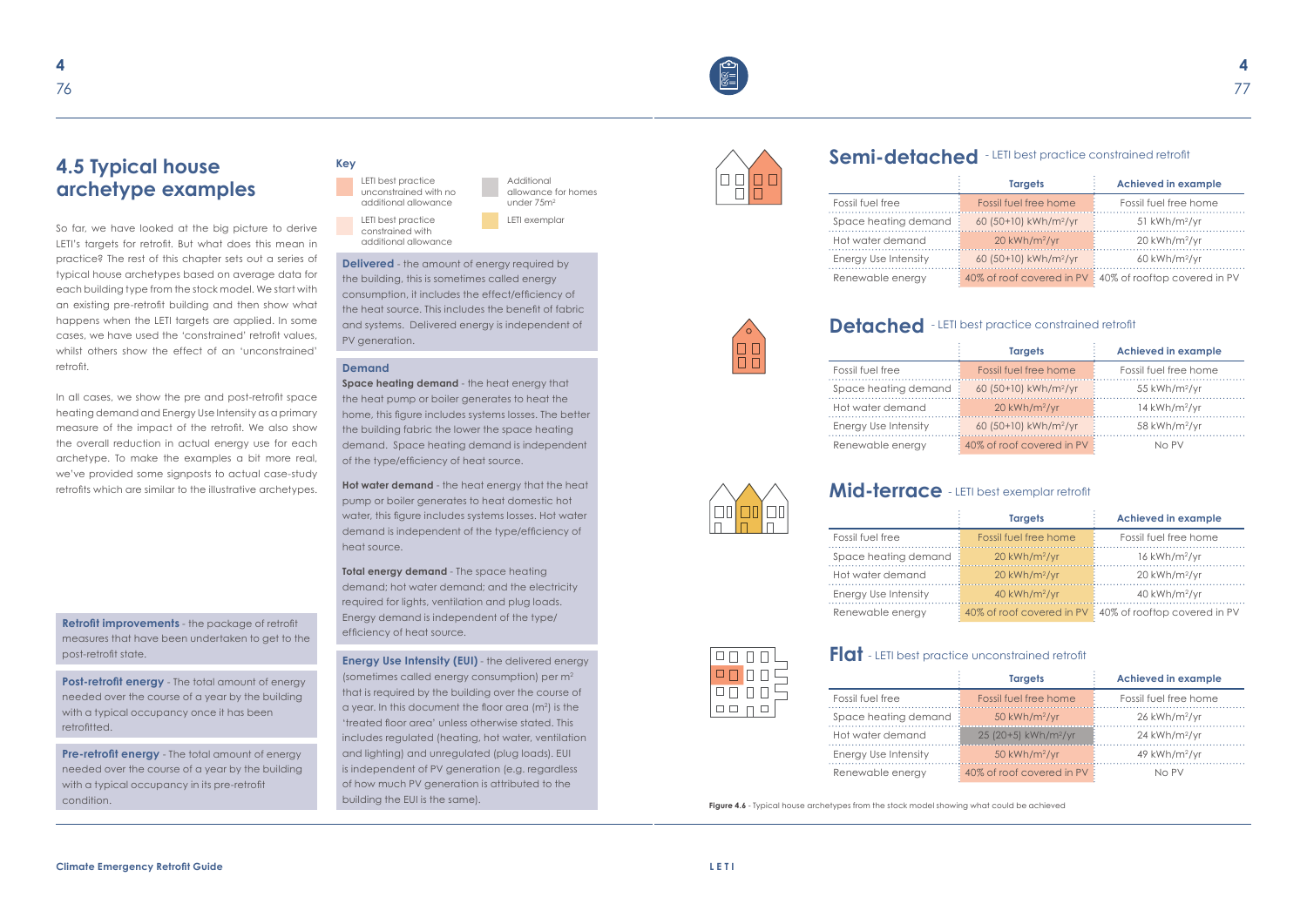## 4.5 Typical house archetype examples

So far, we have looked at the big picture to derive LETI's targets for retrofit. But what does this mean in practice? The rest of this chapter sets out a series of typical house archetypes based on average data for each building type from the stock model. We start with an existing pre-retrofit building and then show what happens when the LETI targets are applied. In some cases, we have used the 'constrained' retrofit values, whilst others show the effect of an 'unconstrained' retrofit.

In all cases, we show the pre and post-retrofit space heating demand and Energy Use Intensity as a primary measure of the impact of the retrofit. We also show the overall reduction in actual energy use for each archetype. To make the examples a bit more real, we've provided some signposts to actual case-study retrofits which are similar to the illustrative archetypes.

**Retrofit improvements** - the package of retrofit measures that have been undertaken to get to the post-retrofit state.

**Post-retrofit energy** - The total amount of energy needed over the course of a year by the building with a typical occupancy once it has been retrofitted.

**Pre-retrofit energy** - The total amount of energy needed over the course of a year by the building with a typical occupancy in its pre-retrofit condition.

**Key**

- LETI best practice unconstrained with no additional allowance
- LETI best practice constrained with additional allowance
- Additional allowance for homes under 75m²
- LETI exemplar

**Delivered** - the amount of energy required by the building, this is sometimes called energy consumption, it includes the effect/efficiency of the heat source. This includes the benefit of fabric and systems. Delivered energy is independent of PV generation.

**Demand**

**Space heating demand** - the heat energy that the heat pump or boiler generates to heat the home, this figure includes systems losses. The better the building fabric the lower the space heating demand. Space heating demand is independent of the type/efficiency of heat source.

**Hot water demand** - the heat energy that the heat pump or boiler generates to heat domestic hot water, this figure includes systems losses. Hot water demand is independent of the type/efficiency of heat source.

**Total energy demand** - The space heating demand; hot water demand; and the electricity required for lights, ventilation and plug loads. Energy demand is independent of the type/ efficiency of heat source.

**Energy Use Intensity (EUI)** - the delivered energy (sometimes called energy consumption) per m² that is required by the building over the course of a year. In this document the floor area (m²) is the 'treated floor area' unless otherwise stated. This includes regulated (heating, hot water, ventilation and lighting) and unregulated (plug loads). EUI is independent of PV generation (e.g. regardless of how much PV generation is attributed to the building the EUI is the same).

### Semi-detached - LETI best practice constrained retrofit

| | Targets | Achieved in example |
|---|---|---|
| Fossil fuel free | Fossil fuel free home | Fossil fuel free home |
| Space heating demand | 60 (50+10) kWh/m²/yr | 51 kWh/m²/yr |
| Hot water demand | 20 kWh/m²/yr | 20 kWh/m²/yr |
| Energy Use Intensity | 60 (50+10) kWh/m²/yr | 60 kWh/m²/yr |
| Renewable energy | 40% of roof covered in PV | 40% of rooftop covered in PV |

### Detached - LETI best practice constrained retrofit

| | Targets | Achieved in example |
|---|---|---|
| Fossil fuel free | Fossil fuel free home | Fossil fuel free home |
| Space heating demand | 60 (50+10) kWh/m²/yr | 55 kWh/m²/yr |
| Hot water demand | 20 kWh/m²/yr | 14 kWh/m²/yr |
| Energy Use Intensity | 60 (50+10) kWh/m²/yr | 58 kWh/m²/yr |
| Renewable energy | 40% of roof covered in PV | No PV |

### Mid-terrace - LETI best exemplar retrofit

| | Targets | Achieved in example |
|---|---|---|
| Fossil fuel free | Fossil fuel free home | Fossil fuel free home |
| Space heating demand | 20 kWh/m²/yr | 16 kWh/m²/yr |
| Hot water demand | 20 kWh/m²/yr | 20 kWh/m²/yr |
| Energy Use Intensity | 40 kWh/m²/yr | 40 kWh/m²/yr |
| Renewable energy | 40% of roof covered in PV | 40% of rooftop covered in PV |

### Flat - LETI best practice unconstrained retrofit

| | Targets | Achieved in example |
|---|---|---|
| Fossil fuel free | Fossil fuel free home | Fossil fuel free home |
| Space heating demand | 50 kWh/m²/yr | 26 kWh/m²/yr |
| Hot water demand | 25 (20+5) kWh/m²/yr | 24 kWh/m²/yr |
| Energy Use Intensity | 50 kWh/m²/yr | 49 kWh/m²/yr |
| Renewable energy | 40% of roof covered in PV | No PV |

**Figure 4.6** - Typical house archetypes from the stock model showing what could be achieved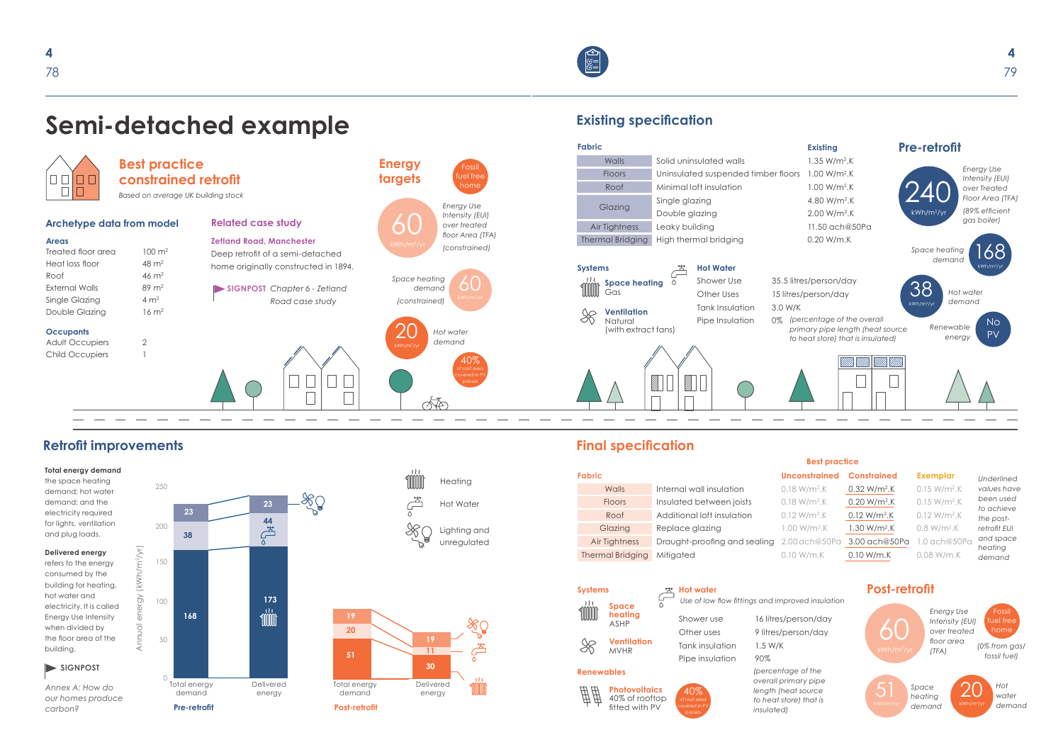# Semi-detached example

## Best practice constrained retrofit

*Based on average UK building stock*

### Archetype data from model

**Areas**

| | |
|---|---|
| Treated floor area | 100 m² |
| Heat loss floor | 48 m² |
| Roof | 46 m² |
| External Walls | 89 m² |
| Single Glazing | 4 m² |
| Double Glazing | 16 m² |

**Occupants**

| | |
|---|---|
| Adult Occupiers | 2 |
| Child Occupiers | 1 |

### Related case study

**Zetland Road, Manchester**

Deep retrofit of a semi-detached home originally constructed in 1894.

**SIGNPOST** *Chapter 6 - Zetland Road case study*

### Energy targets

Fossil fuel free home

**60** kWh/m²/yr — *Energy Use Intensity (EUI) over treated floor Area (TFA) (constrained)*

**60** kWh/m²/yr — *Space heating demand (constrained)*

**20** kWh/m²/yr — *Hot water demand*

**40%** of roof area covered in PV panels

## Existing specification

| Fabric | | Existing |
|---|---|---|
| Walls | Solid uninsulated walls | 1.35 W/m².K |
| Floors | Uninsulated suspended timber floors | 1.00 W/m².K |
| Roof | Minimal loft insulation | 1.00 W/m².K |
| Glazing | Single glazing | 4.80 W/m².K |
| | Double glazing | 2.00 W/m².K |
| Air Tightness | Leaky building | 11.50 ach@50Pa |
| Thermal Bridging | High thermal bridging | 0.20 W/m.K |

**Systems**

- **Space heating** Gas
- **Ventilation** Natural (with extract fans)

**Hot Water**

| | |
|---|---|
| Shower Use | 35.5 litres/person/day |
| Other Uses | 15 litres/person/day |
| Tank Insulation | 3.0 W/K |
| Pipe Insulation | 0% *(percentage of the overall primary pipe length (heat source to heat store) that is insulated)* |

### Pre-retrofit

**240** kWh/m²/yr — *Energy Use Intensity (EUI) over Treated Floor Area (TFA) (89% efficient gas boiler)*

**168** kWh/m²/yr — *Space heating demand*

**38** kWh/m²/yr — *Hot water demand*

**No PV** — *Renewable energy*

## Retrofit improvements

**Total energy demand** the space heating demand; hot water demand; and the electricity required for lights, ventilation and plug loads.

**Delivered energy** refers to the energy consumed by the building for heating, hot water and electricity. It is called Energy Use Intensity when divided by the floor area of the building.

**SIGNPOST**

*Annex A: How do our homes produce carbon?*

Annual energy (kWh/m²/yr)

| | Heating | Hot Water | Lighting and unregulated |
|---|---|---|---|
| Pre-retrofit – Total energy demand | 168 | 38 | 23 |
| Pre-retrofit – Delivered energy | 173 | 44 | 23 |
| Post-retrofit – Total energy demand | 51 | 20 | 19 |
| Post-retrofit – Delivered energy | 30 | 11 | 19 |

## Final specification

| Fabric | | Best practice – Unconstrained | Best practice – Constrained | Exemplar |
|---|---|---|---|---|
| Walls | Internal wall insulation | 0.18 W/m².K | 0.32 W/m².K | 0.15 W/m².K |
| Floors | Insulated between joists | 0.18 W/m².K | 0.20 W/m².K | 0.15 W/m².K |
| Roof | Additional loft insulation | 0.12 W/m².K | 0.12 W/m².K | 0.12 W/m².K |
| Glazing | Replace glazing | 1.00 W/m².K | 1.30 W/m².K | 0.8 W/m².K |
| Air Tightness | Draught-proofing and sealing | 2.00 ach@50Pa | 3.00 ach@50Pa | 1.0 ach@50Pa |
| Thermal Bridging | Mitigated | 0.10 W/m.K | 0.10 W/m.K | 0.08 W/m.K |

*Underlined values have been used to achieve the post-retrofit EUI and space heating demand*

**Systems**

- **Space heating** ASHP
- **Ventilation** MVHR

**Renewables**

- **Photovoltaics** 40% of rooftop fitted with PV (40% of roof area covered in PV panels)

**Hot water**

*Use of low flow fittings and improved insulation*

| | |
|---|---|
| Shower use | 16 litres/person/day |
| Other uses | 9 litres/person/day |
| Tank insulation | 1.5 W/K |
| Pipe insulation | 90% *(percentage of the overall primary pipe length (heat source to heat store) that is insulated)* |

### Post-retrofit

**60** kWh/m²/yr — *Energy Use Intensity (EUI) over treated floor area (TFA)* — Fossil fuel free home *(0% from gas/fossil fuel)*

**51** kWh/m²/yr — *Space heating demand*

**20** kWh/m²/yr — *Hot water demand*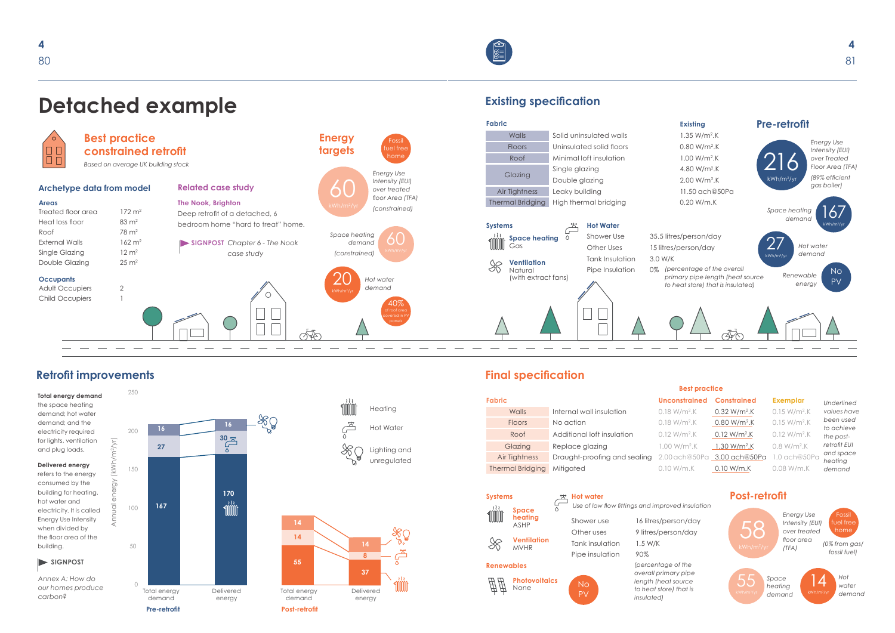# Detached example

## Best practice constrained retrofit

*Based on average UK building stock*

### Archetype data from model

**Areas**

| | |
|---|---|
| Treated floor area | 172 m² |
| Heat loss floor | 83 m² |
| Roof | 78 m² |
| External Walls | 162 m² |
| Single Glazing | 12 m² |
| Double Glazing | 25 m² |

**Occupants**

| | |
|---|---|
| Adult Occupiers | 2 |
| Child Occupiers | 1 |

### Related case study

**The Nook, Brighton**

Deep retrofit of a detached, 6 bedroom home "hard to treat" home.

SIGNPOST *Chapter 6 - The Nook case study*

### Energy targets

Fossil fuel free home

**60** kWh/m²/yr — *Energy Use Intensity (EUI) over treated floor Area (TFA) (constrained)*

**60** kWh/m²/yr — *Space heating demand (constrained)*

**20** kWh/m²/yr — *Hot water demand*

40% of roof area covered in PV panels

## Existing specification

| Fabric | | Existing |
|---|---|---|
| Walls | Solid uninsulated walls | 1.35 W/m².K |
| Floors | Uninsulated solid floors | 0.80 W/m².K |
| Roof | Minimal loft insulation | 1.00 W/m².K |
| Glazing | Single glazing | 4.80 W/m².K |
| | Double glazing | 2.00 W/m².K |
| Air Tightness | Leaky building | 11.50 ach@50Pa |
| Thermal Bridging | High thermal bridging | 0.20 W/m.K |

**Systems**

**Space heating** Gas

**Ventilation** Natural (with extract fans)

**Hot Water**

| | |
|---|---|
| Shower Use | 35.5 litres/person/day |
| Other Uses | 15 litres/person/day |
| Tank Insulation | 3.0 W/K |
| Pipe Insulation | 0% *(percentage of the overall primary pipe length (heat source to heat store) that is insulated)* |

### Pre-retrofit

**216** kWh/m²/yr — *Energy Use Intensity (EUI) over Treated Floor Area (TFA) (89% efficient gas boiler)*

**167** kWh/m²/yr — *Space heating demand*

**27** kWh/m²/yr — *Hot water demand*

**No PV** — *Renewable energy*

## Retrofit improvements

**Total energy demand** the space heating demand; hot water demand; and the electricity required for lights, ventilation and plug loads.

**Delivered energy** refers to the energy consumed by the building for heating, hot water and electricity. It is called Energy Use Intensity when divided by the floor area of the building.

SIGNPOST

*Annex A: How do our homes produce carbon?*

Annual energy (kWh/m²/yr)

| | Space heating | Hot water | Lighting and unregulated |
|---|---|---|---|
| Pre-retrofit – Total energy demand | 167 | 27 | 16 |
| Pre-retrofit – Delivered energy | 170 | 30 | 16 |
| Post-retrofit – Total energy demand | 55 | 14 | 14 |
| Post-retrofit – Delivered energy | 37 | 8 | 14 |

## Final specification

| Fabric | | Best practice – Unconstrained | Best practice – Constrained | Exemplar |
|---|---|---|---|---|
| Walls | Internal wall insulation | 0.18 W/m².K | 0.32 W/m².K | 0.15 W/m².K |
| Floors | No action | 0.18 W/m².K | 0.80 W/m².K | 0.15 W/m².K |
| Roof | Additional loft insulation | 0.12 W/m².K | 0.12 W/m².K | 0.12 W/m².K |
| Glazing | Replace glazing | 1.00 W/m².K | 1.30 W/m².K | 0.8 W/m².K |
| Air Tightness | Draught-proofing and sealing | 2.00 ach@50Pa | 3.00 ach@50Pa | 1.0 ach@50Pa |
| Thermal Bridging | Mitigated | 0.10 W/m.K | 0.10 W/m.K | 0.08 W/m.K |

*Underlined values have been used to achieve the post-retrofit EUI and space heating demand*

**Systems**

**Space heating** ASHP

**Ventilation** MVHR

**Hot water**

*Use of low flow fittings and improved insulation*

| | |
|---|---|
| Shower use | 16 litres/person/day |
| Other uses | 9 litres/person/day |
| Tank insulation | 1.5 W/K |
| Pipe insulation | 90% *(percentage of the overall primary pipe length (heat source to heat store) that is insulated)* |

**Renewables**

**Photovoltaics** None

No PV

### Post-retrofit

**58** kWh/m²/yr — *Energy Use Intensity (EUI) over treated floor area (TFA)*

Fossil fuel free home *(0% from gas/ fossil fuel)*

**55** kWh/m²/yr — *Space heating demand*

**14** kWh/m²/yr — *Hot water demand*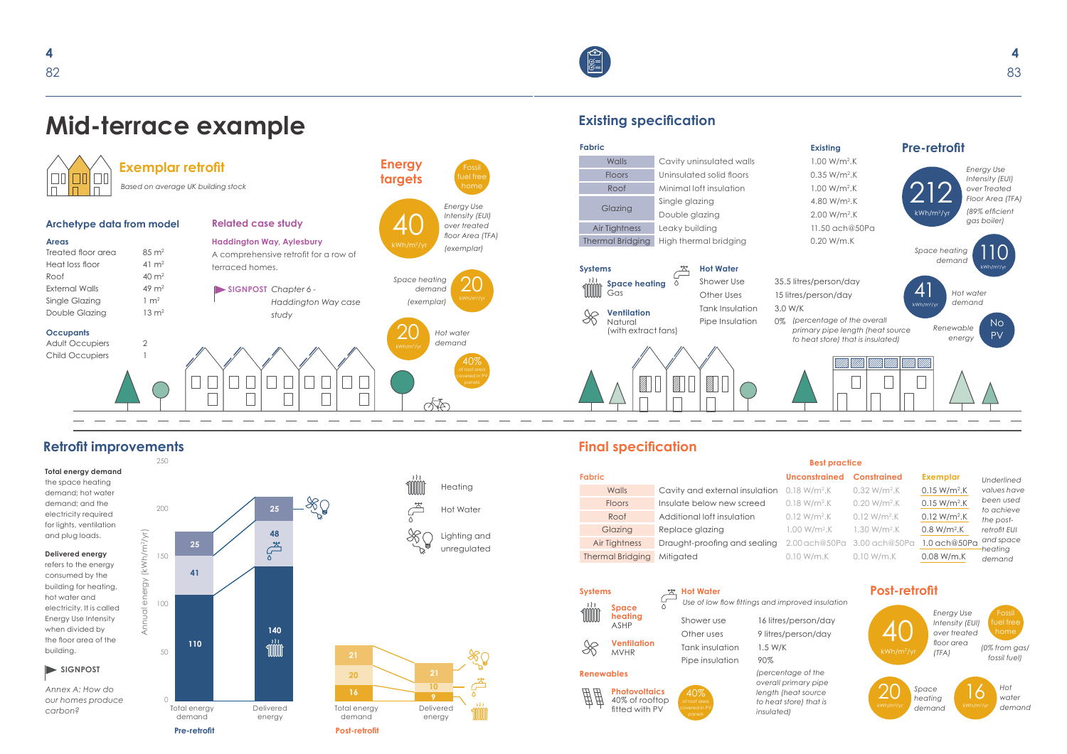# Mid-terrace example

## Exemplar retrofit

*Based on average UK building stock*

### Archetype data from model

**Areas**

| | |
|---|---|
| Treated floor area | 85 m² |
| Heat loss floor | 41 m² |
| Roof | 40 m² |
| External Walls | 49 m² |
| Single Glazing | 1 m² |
| Double Glazing | 13 m² |

**Occupants**

| | |
|---|---|
| Adult Occupiers | 2 |
| Child Occupiers | 1 |

### Related case study

**Haddington Way, Aylesbury**

A comprehensive retrofit for a row of terraced homes.

**SIGNPOST** *Chapter 6 - Haddington Way case study*

### Energy targets

Fossil fuel free home

**40** kWh/m²/yr — *Energy Use Intensity (EUI) over treated floor Area (TFA) (exemplar)*

**20** kWh/m²/yr — *Space heating demand (exemplar)*

**20** kWh/m²/yr — *Hot water demand*

40% of roof area covered in PV panels

## Existing specification

| Fabric | | Existing |
|---|---|---|
| Walls | Cavity uninsulated walls | 1.00 W/m².K |
| Floors | Uninsulated solid floors | 0.35 W/m².K |
| Roof | Minimal loft insulation | 1.00 W/m².K |
| Glazing | Single glazing | 4.80 W/m².K |
| | Double glazing | 2.00 W/m².K |
| Air Tightness | Leaky building | 11.50 ach@50Pa |
| Thermal Bridging | High thermal bridging | 0.20 W/m.K |

**Systems**

**Space heating** Gas

**Ventilation** Natural (with extract fans)

**Hot Water**

| | |
|---|---|
| Shower Use | 35.5 litres/person/day |
| Other Uses | 15 litres/person/day |
| Tank Insulation | 3.0 W/K |
| Pipe Insulation | 0% *(percentage of the overall primary pipe length (heat source to heat store) that is insulated)* |

### Pre-retrofit

**212** kWh/m²/yr — *Energy Use Intensity (EUI) over Treated Floor Area (TFA) (89% efficient gas boiler)*

**110** kWh/m²/yr — *Space heating demand*

**41** kWh/m²/yr — *Hot water demand*

**No PV** — *Renewable energy*

## Retrofit improvements

**Total energy demand** the space heating demand; hot water demand; and the electricity required for lights, ventilation and plug loads.

**Delivered energy** refers to the energy consumed by the building for heating, hot water and electricity. It is called Energy Use Intensity when divided by the floor area of the building.

**SIGNPOST**

*Annex A: How do our homes produce carbon?*

Annual energy (kWh/m²/yr)

| | Pre-retrofit: Total energy demand | Pre-retrofit: Delivered energy | Post-retrofit: Total energy demand | Post-retrofit: Delivered energy |
|---|---|---|---|---|
| Heating | 110 | 140 | 16 | 9 |
| Hot Water | 41 | 48 | 20 | 10 |
| Lighting and unregulated | 25 | 25 | 21 | 21 |

## Final specification

| Fabric | | Best practice: Unconstrained | Best practice: Constrained | Exemplar |
|---|---|---|---|---|
| Walls | Cavity and external insulation | 0.18 W/m².K | 0.32 W/m².K | 0.15 W/m².K |
| Floors | Insulate below new screed | 0.18 W/m².K | 0.20 W/m².K | 0.15 W/m².K |
| Roof | Additional loft insulation | 0.12 W/m².K | 0.12 W/m².K | 0.12 W/m².K |
| Glazing | Replace glazing | 1.00 W/m².K | 1.30 W/m².K | 0.8 W/m².K |
| Air Tightness | Draught-proofing and sealing | 2.00 ach@50Pa | 3.00 ach@50Pa | 1.0 ach@50Pa |
| Thermal Bridging | Mitigated | 0.10 W/m.K | 0.10 W/m.K | 0.08 W/m.K |

*Underlined values have been used to achieve the post-retrofit EUI and space heating demand*

**Systems**

**Space heating** ASHP

**Ventilation** MVHR

**Hot Water**

*Use of low flow fittings and improved insulation*

| | |
|---|---|
| Shower use | 16 litres/person/day |
| Other uses | 9 litres/person/day |
| Tank insulation | 1.5 W/K |
| Pipe insulation | 90% *(percentage of the overall primary pipe length (heat source to heat store) that is insulated)* |

**Renewables**

**Photovoltaics** 40% of rooftop fitted with PV (40% of roof area covered in PV panels)

### Post-retrofit

**40** kWh/m²/yr — *Energy Use Intensity (EUI) over treated floor area (TFA)*

Fossil fuel free home *(0% from gas/ fossil fuel)*

**20** kWh/m²/yr — *Space heating demand*

**16** kWh/m²/yr — *Hot water demand*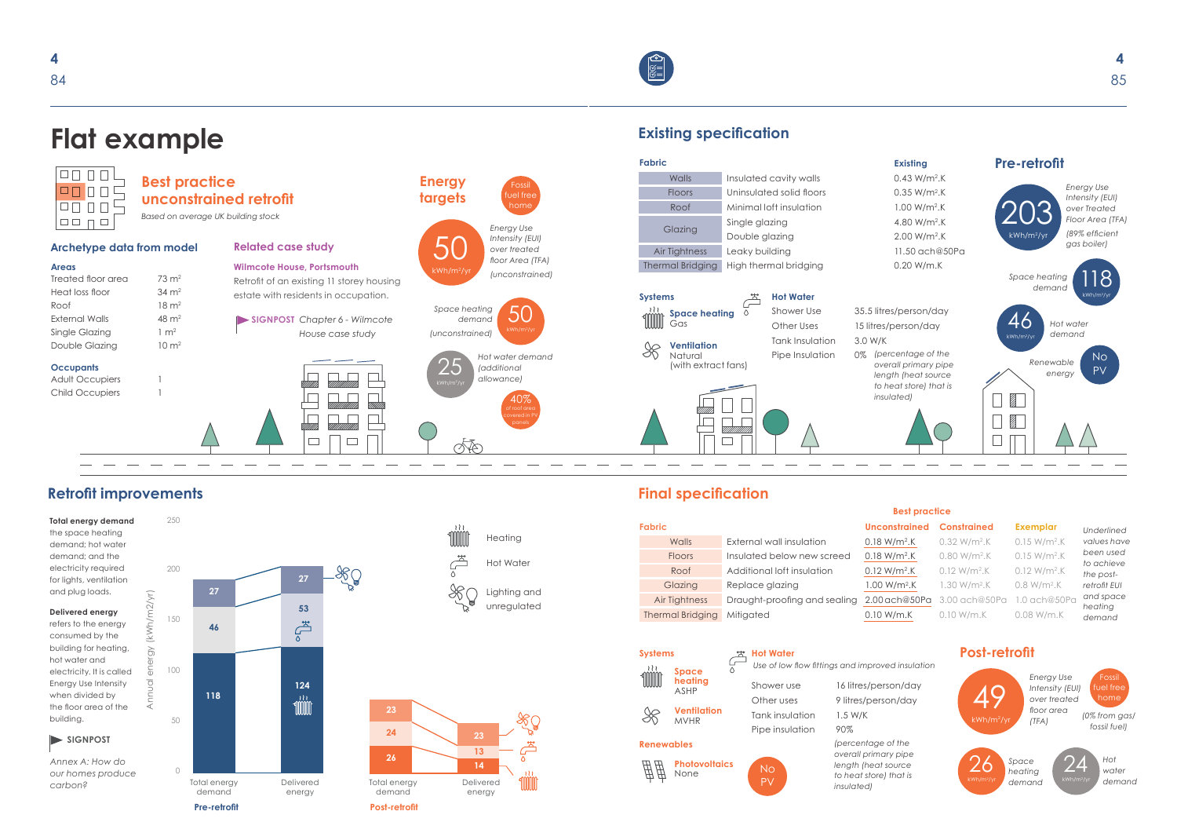# Flat example

## Best practice unconstrained retrofit

*Based on average UK building stock*

### Archetype data from model

**Areas**

| | |
|---|---|
| Treated floor area | 73 m² |
| Heat loss floor | 34 m² |
| Roof | 18 m² |
| External Walls | 48 m² |
| Single Glazing | 1 m² |
| Double Glazing | 10 m² |

**Occupants**

| | |
|---|---|
| Adult Occupiers | 1 |
| Child Occupiers | 1 |

### Related case study

**Wilmcote House, Portsmouth**

Retrofit of an existing 11 storey housing estate with residents in occupation.

**SIGNPOST** *Chapter 6 - Wilmcote House case study*

### Energy targets

Fossil fuel free home

50 kWh/m²/yr — *Energy Use Intensity (EUI) over treated floor Area (TFA) (unconstrained)*

50 kWh/m²/yr — *Space heating demand (unconstrained)*

25 kWh/m²/yr — *Hot water demand (additional allowance)*

40% of roof area covered in PV panels

## Existing specification

| Fabric | | Existing |
|---|---|---|
| Walls | Insulated cavity walls | 0.43 W/m².K |
| Floors | Uninsulated solid floors | 0.35 W/m².K |
| Roof | Minimal loft insulation | 1.00 W/m².K |
| Glazing | Single glazing | 4.80 W/m².K |
| | Double glazing | 2.00 W/m².K |
| Air Tightness | Leaky building | 11.50 ach@50Pa |
| Thermal Bridging | High thermal bridging | 0.20 W/m.K |

**Systems**

**Space heating**
Gas

**Ventilation**
Natural (with extract fans)

**Hot Water**

| | |
|---|---|
| Shower Use | 35.5 litres/person/day |
| Other Uses | 15 litres/person/day |
| Tank Insulation | 3.0 W/K |
| Pipe Insulation | 0% *(percentage of the overall primary pipe length (heat source to heat store) that is insulated)* |

### Pre-retrofit

203 kWh/m²/yr — *Energy Use Intensity (EUI) over Treated Floor Area (TFA) (89% efficient gas boiler)*

118 kWh/m²/yr — *Space heating demand*

46 kWh/m²/yr — *Hot water demand*

No PV — *Renewable energy*

## Retrofit improvements

**Total energy demand** the space heating demand; hot water demand; and the electricity required for lights, ventilation and plug loads.

**Delivered energy** refers to the energy consumed by the building for heating, hot water and electricity. It is called Energy Use Intensity when divided by the floor area of the building.

**SIGNPOST**

*Annex A: How do our homes produce carbon?*

Annual energy (kWh/m2/yr)

250
200
150
100
50
0

Pre-retrofit: Total energy demand — 118, 46, 27; Delivered energy — 124, 53, 27

Post-retrofit: Total energy demand — 26, 24, 23; Delivered energy — 14, 13, 23

Heating
Hot Water
Lighting and unregulated

## Final specification

| Fabric | | Best practice Unconstrained | Best practice Constrained | Exemplar |
|---|---|---|---|---|
| Walls | External wall insulation | 0.18 W/m².K | 0.32 W/m².K | 0.15 W/m².K |
| Floors | Insulated below new screed | 0.18 W/m².K | 0.80 W/m².K | 0.15 W/m².K |
| Roof | Additional loft insulation | 0.12 W/m².K | 0.12 W/m².K | 0.12 W/m².K |
| Glazing | Replace glazing | 1.00 W/m².K | 1.30 W/m².K | 0.8 W/m².K |
| Air Tightness | Draught-proofing and sealing | 2.00 ach@50Pa | 3.00 ach@50Pa | 1.0 ach@50Pa |
| Thermal Bridging | Mitigated | 0.10 W/m.K | 0.10 W/m.K | 0.08 W/m.K |

*Underlined values have been used to achieve the post-retrofit EUI and space heating demand*

**Systems**

**Space heating**
ASHP

**Ventilation**
MVHR

**Renewables**

**Photovoltaics**
None

No PV

**Hot Water**

*Use of low flow fittings and improved insulation*

| | |
|---|---|
| Shower use | 16 litres/person/day |
| Other uses | 9 litres/person/day |
| Tank insulation | 1.5 W/K |
| Pipe insulation | 90% *(percentage of the overall primary pipe length (heat source to heat store) that is insulated)* |

### Post-retrofit

49 kWh/m²/yr — *Energy Use Intensity (EUI) over treated floor area (TFA)*

Fossil fuel free home *(0% from gas/fossil fuel)*

26 kWh/m²/yr — *Space heating demand*

24 kWh/m²/yr — *Hot water demand*